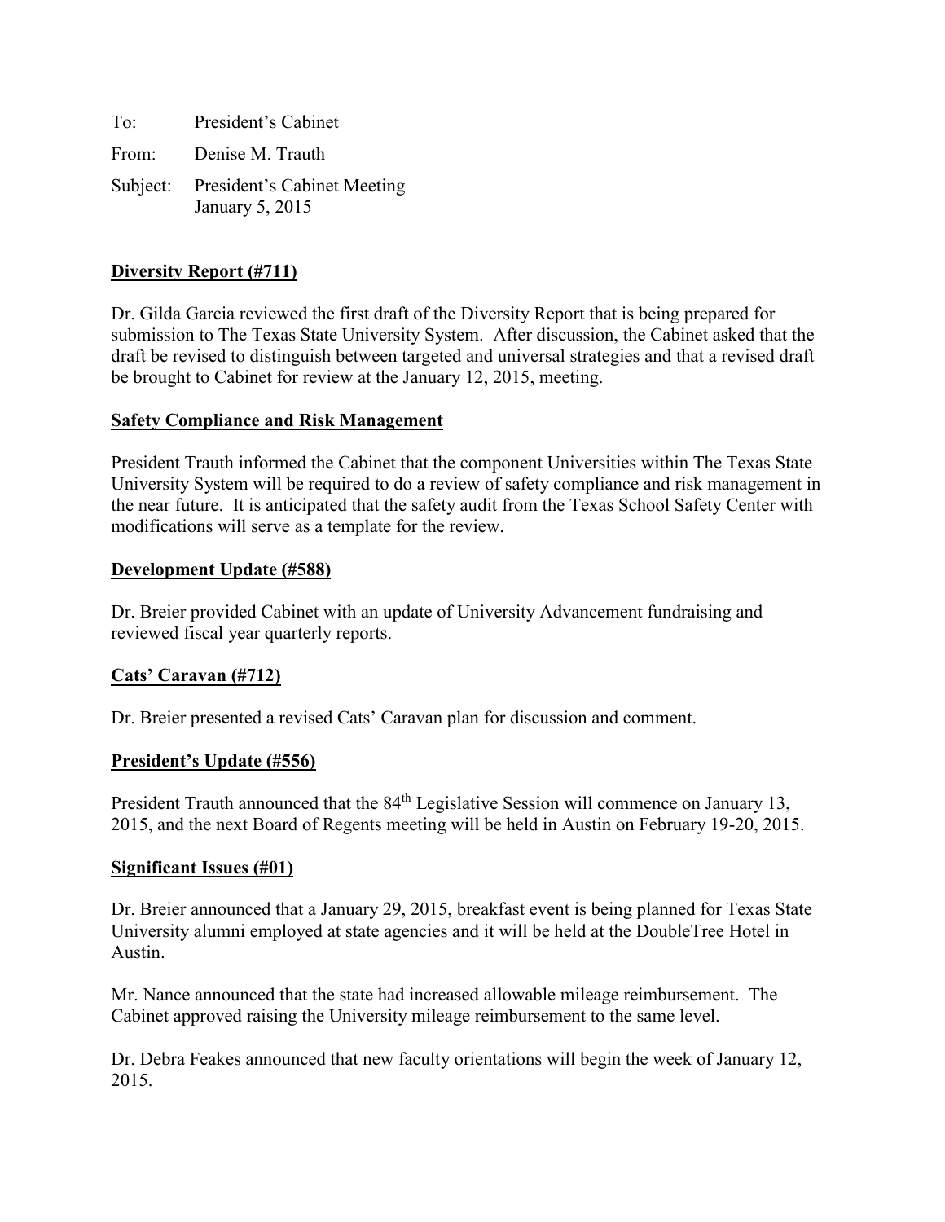To: President's Cabinet

From: Denise M. Trauth

Subject: President's Cabinet Meeting
January 5, 2015

**Diversity Report (#711)**

Dr. Gilda Garcia reviewed the first draft of the Diversity Report that is being prepared for submission to The Texas State University System. After discussion, the Cabinet asked that the draft be revised to distinguish between targeted and universal strategies and that a revised draft be brought to Cabinet for review at the January 12, 2015, meeting.

**Safety Compliance and Risk Management**

President Trauth informed the Cabinet that the component Universities within The Texas State University System will be required to do a review of safety compliance and risk management in the near future. It is anticipated that the safety audit from the Texas School Safety Center with modifications will serve as a template for the review.

**Development Update (#588)**

Dr. Breier provided Cabinet with an update of University Advancement fundraising and reviewed fiscal year quarterly reports.

**Cats' Caravan (#712)**

Dr. Breier presented a revised Cats' Caravan plan for discussion and comment.

**President's Update (#556)**

President Trauth announced that the 84th Legislative Session will commence on January 13, 2015, and the next Board of Regents meeting will be held in Austin on February 19-20, 2015.

**Significant Issues (#01)**

Dr. Breier announced that a January 29, 2015, breakfast event is being planned for Texas State University alumni employed at state agencies and it will be held at the DoubleTree Hotel in Austin.

Mr. Nance announced that the state had increased allowable mileage reimbursement. The Cabinet approved raising the University mileage reimbursement to the same level.

Dr. Debra Feakes announced that new faculty orientations will begin the week of January 12, 2015.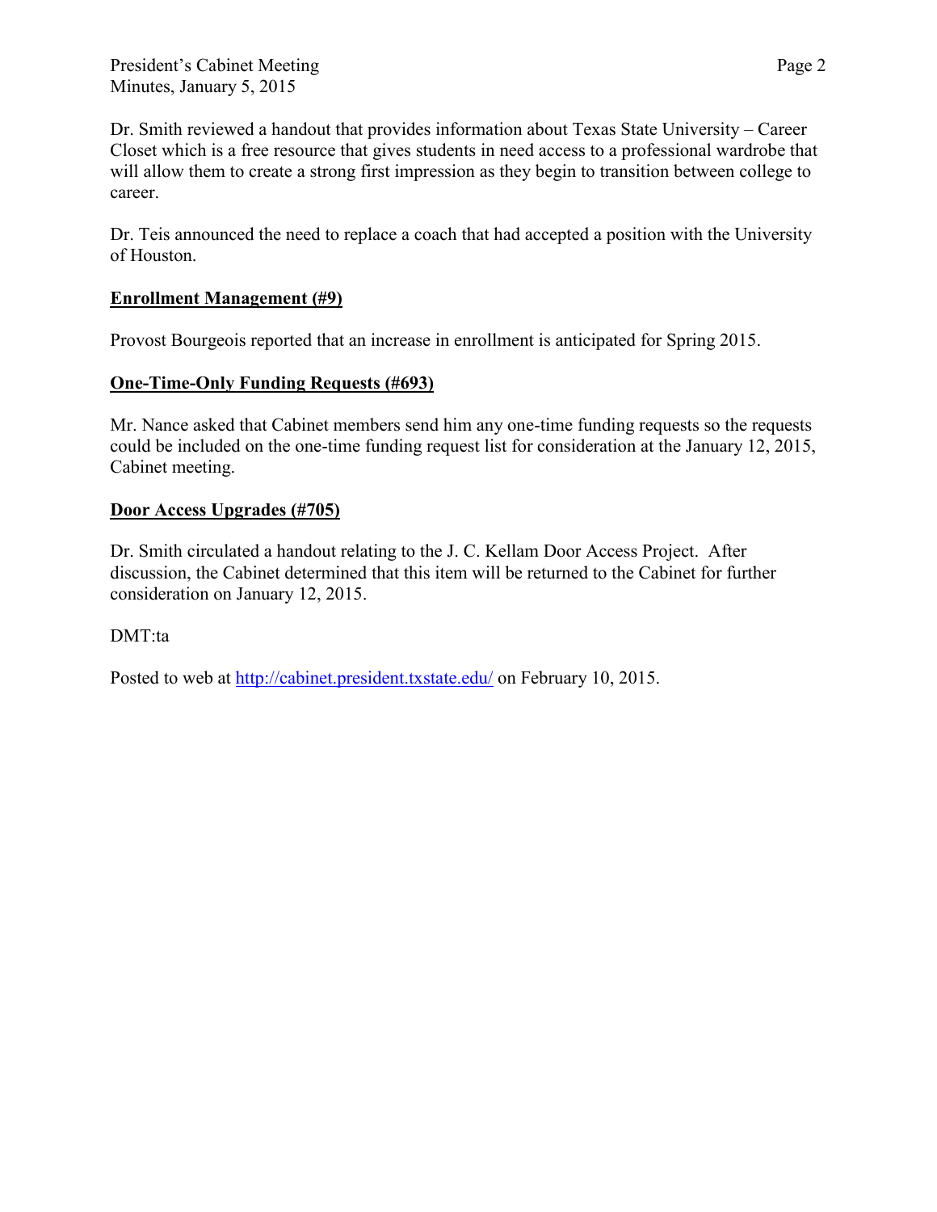Dr. Smith reviewed a handout that provides information about Texas State University – Career Closet which is a free resource that gives students in need access to a professional wardrobe that will allow them to create a strong first impression as they begin to transition between college to career.

Dr. Teis announced the need to replace a coach that had accepted a position with the University of Houston.

**Enrollment Management (#9)**

Provost Bourgeois reported that an increase in enrollment is anticipated for Spring 2015.

**One-Time-Only Funding Requests (#693)**

Mr. Nance asked that Cabinet members send him any one-time funding requests so the requests could be included on the one-time funding request list for consideration at the January 12, 2015, Cabinet meeting.

**Door Access Upgrades (#705)**

Dr. Smith circulated a handout relating to the J. C. Kellam Door Access Project. After discussion, the Cabinet determined that this item will be returned to the Cabinet for further consideration on January 12, 2015.

DMT:ta

Posted to web at http://cabinet.president.txstate.edu/ on February 10, 2015.